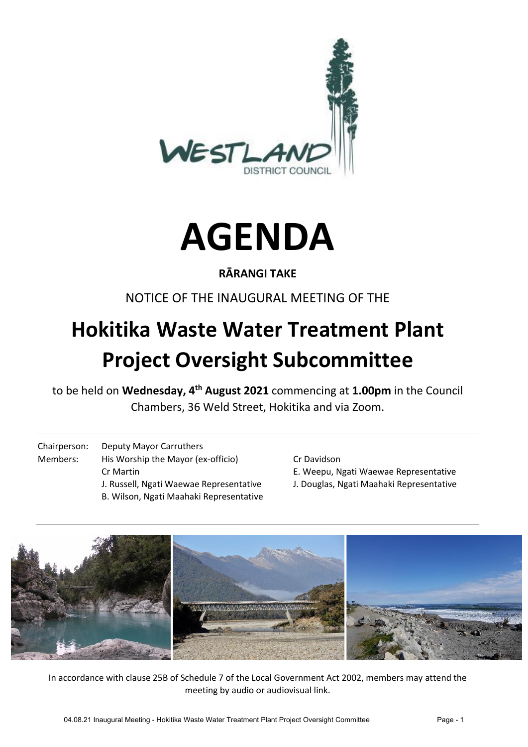# AGENDA

**RĀRANGI TAKE**

NOTICE OF THE INAUGURAL MEETING OF THE

# Hokitika Waste Water Treatment Plant Project Oversight Subcommittee

to be held on **Wednesday, 4th August 2021** commencing at **1.00pm** in the Council Chambers, 36 Weld Street, Hokitika and via Zoom.

Chairperson: Deputy Mayor Carruthers

Members:
- His Worship the Mayor (ex-officio)
- Cr Martin
- J. Russell, Ngati Waewae Representative
- B. Wilson, Ngati Maahaki Representative
- Cr Davidson
- E. Weepu, Ngati Waewae Representative
- J. Douglas, Ngati Maahaki Representative

In accordance with clause 25B of Schedule 7 of the Local Government Act 2002, members may attend the meeting by audio or audiovisual link.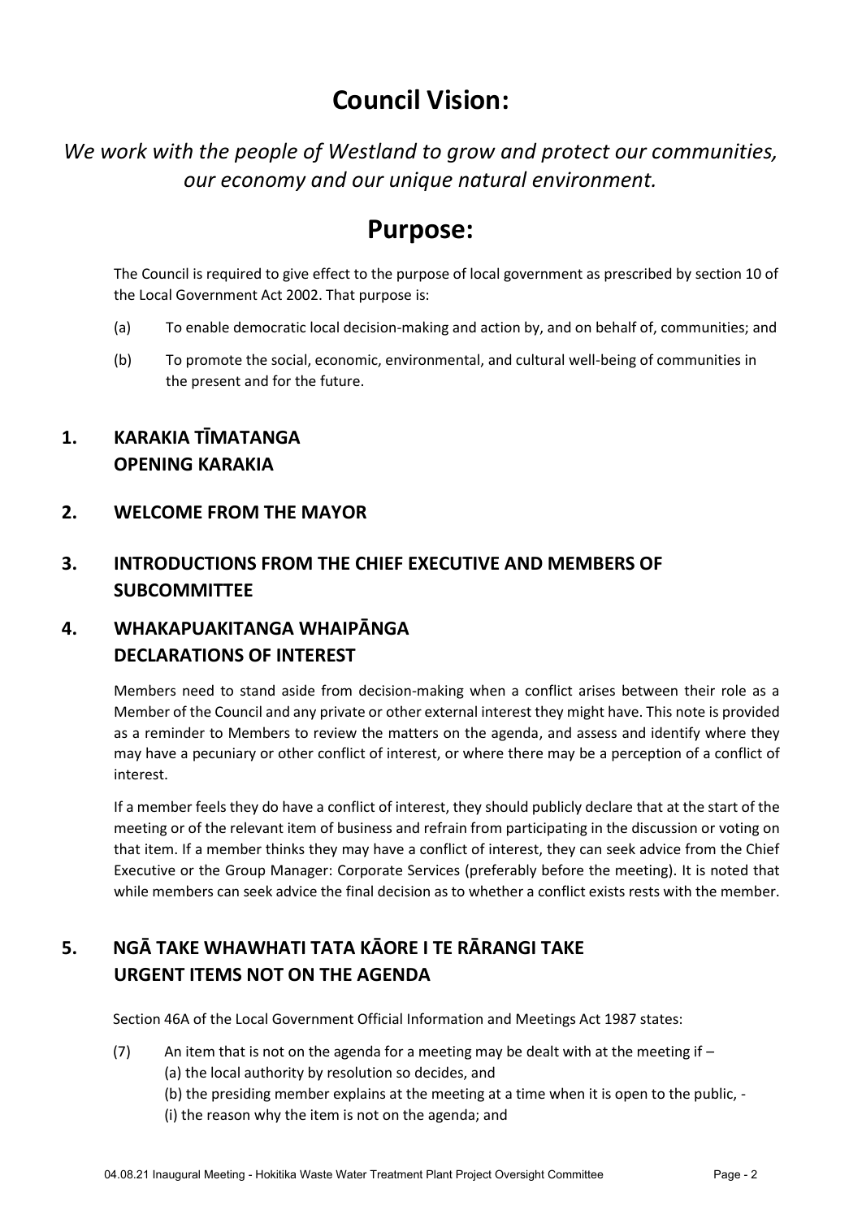# Council Vision:

*We work with the people of Westland to grow and protect our communities, our economy and our unique natural environment.*

# Purpose:

The Council is required to give effect to the purpose of local government as prescribed by section 10 of the Local Government Act 2002. That purpose is:

(a) To enable democratic local decision-making and action by, and on behalf of, communities; and

(b) To promote the social, economic, environmental, and cultural well-being of communities in the present and for the future.

## 1. KARAKIA TĪMATANGA
## OPENING KARAKIA

## 2. WELCOME FROM THE MAYOR

## 3. INTRODUCTIONS FROM THE CHIEF EXECUTIVE AND MEMBERS OF SUBCOMMITTEE

## 4. WHAKAPUAKITANGA WHAIPĀNGA
## DECLARATIONS OF INTEREST

Members need to stand aside from decision-making when a conflict arises between their role as a Member of the Council and any private or other external interest they might have. This note is provided as a reminder to Members to review the matters on the agenda, and assess and identify where they may have a pecuniary or other conflict of interest, or where there may be a perception of a conflict of interest.

If a member feels they do have a conflict of interest, they should publicly declare that at the start of the meeting or of the relevant item of business and refrain from participating in the discussion or voting on that item. If a member thinks they may have a conflict of interest, they can seek advice from the Chief Executive or the Group Manager: Corporate Services (preferably before the meeting). It is noted that while members can seek advice the final decision as to whether a conflict exists rests with the member.

## 5. NGĀ TAKE WHAWHATI TATA KĀORE I TE RĀRANGI TAKE
## URGENT ITEMS NOT ON THE AGENDA

Section 46A of the Local Government Official Information and Meetings Act 1987 states:

(7) An item that is not on the agenda for a meeting may be dealt with at the meeting if –
(a) the local authority by resolution so decides, and
(b) the presiding member explains at the meeting at a time when it is open to the public, -
(i) the reason why the item is not on the agenda; and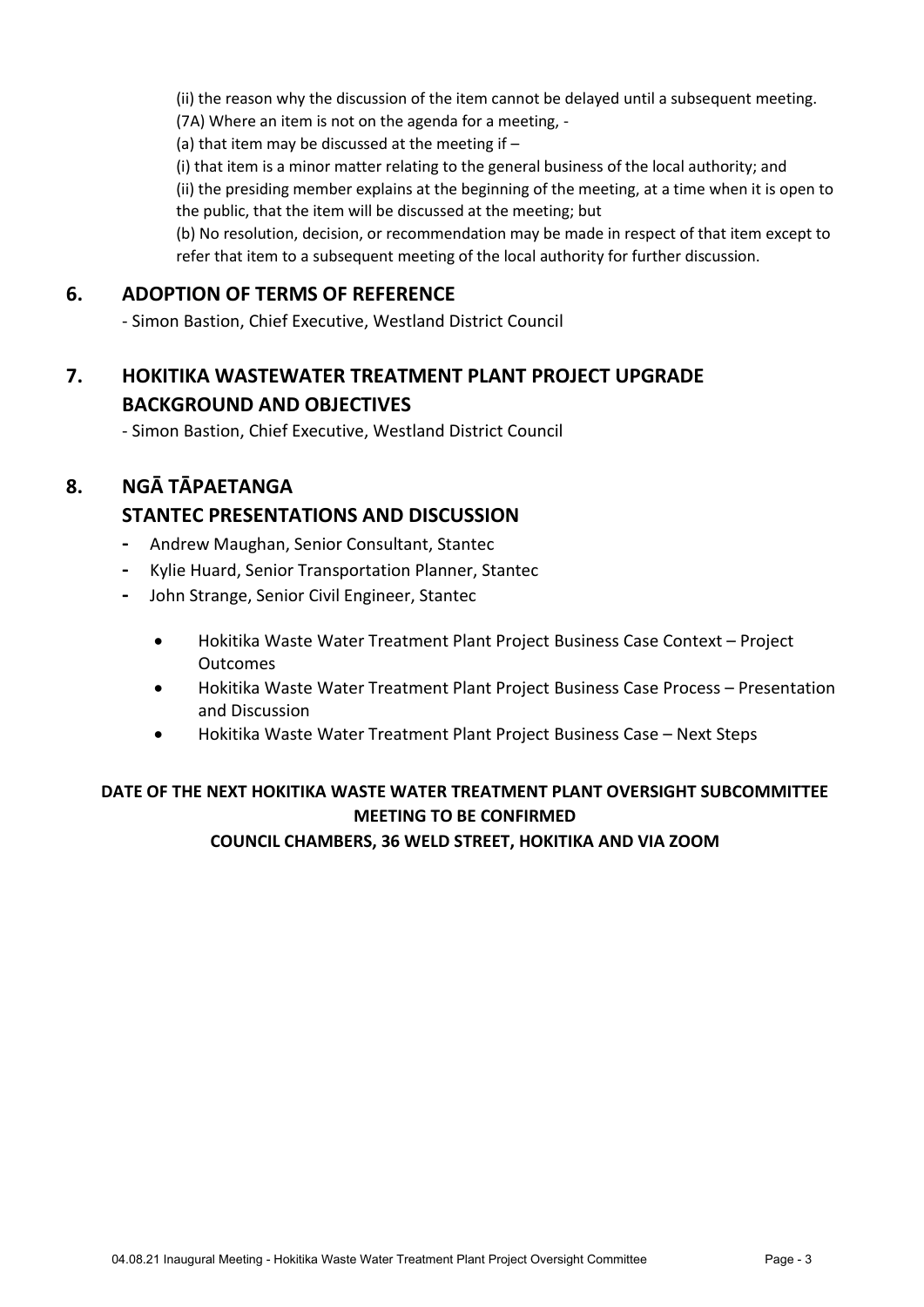(ii) the reason why the discussion of the item cannot be delayed until a subsequent meeting.

(7A) Where an item is not on the agenda for a meeting, -

(a) that item may be discussed at the meeting if –

(i) that item is a minor matter relating to the general business of the local authority; and

(ii) the presiding member explains at the beginning of the meeting, at a time when it is open to the public, that the item will be discussed at the meeting; but

(b) No resolution, decision, or recommendation may be made in respect of that item except to refer that item to a subsequent meeting of the local authority for further discussion.

## 6. ADOPTION OF TERMS OF REFERENCE

- Simon Bastion, Chief Executive, Westland District Council

## 7. HOKITIKA WASTEWATER TREATMENT PLANT PROJECT UPGRADE BACKGROUND AND OBJECTIVES

- Simon Bastion, Chief Executive, Westland District Council

## 8. NGĀ TĀPAETANGA STANTEC PRESENTATIONS AND DISCUSSION

- Andrew Maughan, Senior Consultant, Stantec
- Kylie Huard, Senior Transportation Planner, Stantec
- John Strange, Senior Civil Engineer, Stantec
  - Hokitika Waste Water Treatment Plant Project Business Case Context – Project Outcomes
  - Hokitika Waste Water Treatment Plant Project Business Case Process – Presentation and Discussion
  - Hokitika Waste Water Treatment Plant Project Business Case – Next Steps

**DATE OF THE NEXT HOKITIKA WASTE WATER TREATMENT PLANT OVERSIGHT SUBCOMMITTEE MEETING TO BE CONFIRMED**

**COUNCIL CHAMBERS, 36 WELD STREET, HOKITIKA AND VIA ZOOM**